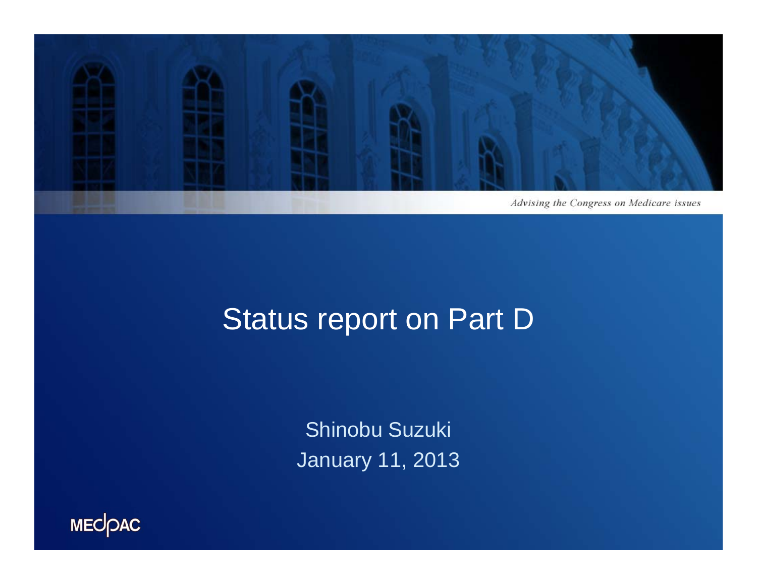*Advising the Congress on Medicare issues*

# Status report on Part D

Shinobu Suzuki

January 11, 2013

MEDPAC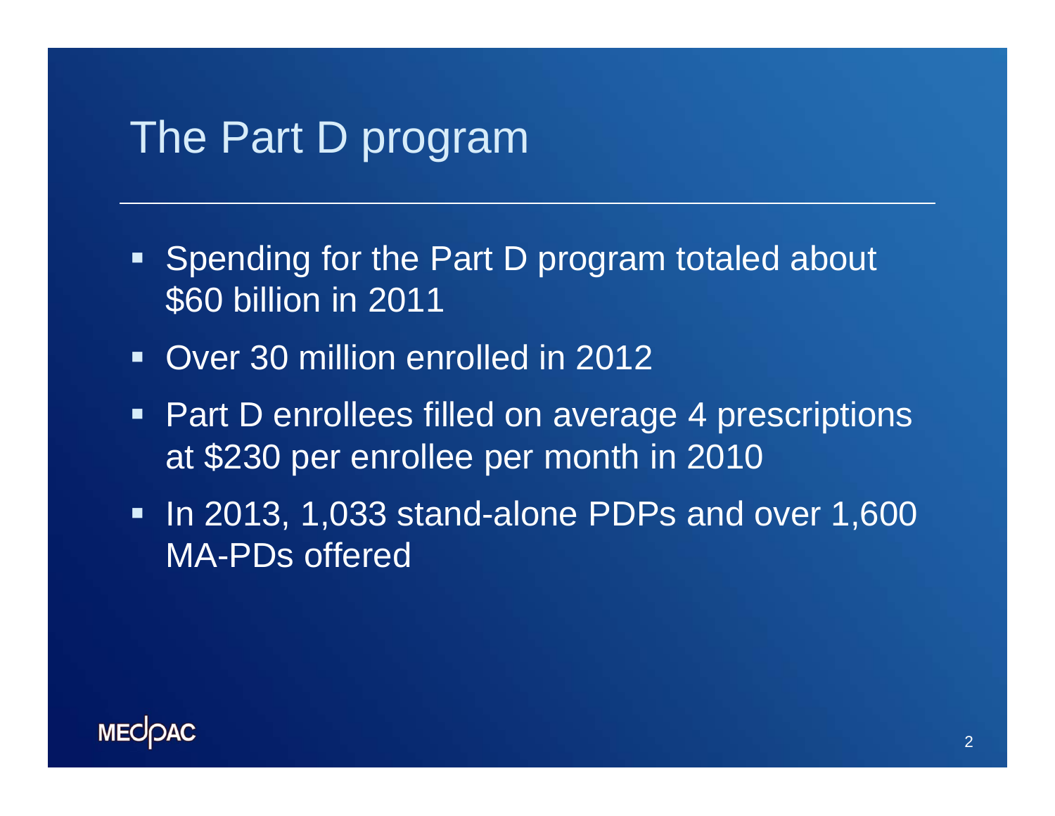# The Part D program

- Spending for the Part D program totaled about $60 billion in 2011
- Over 30 million enrolled in 2012
- Part D enrollees filled on average 4 prescriptions at $230 per enrollee per month in 2010
- In 2013, 1,033 stand-alone PDPs and over 1,600 MA-PDs offered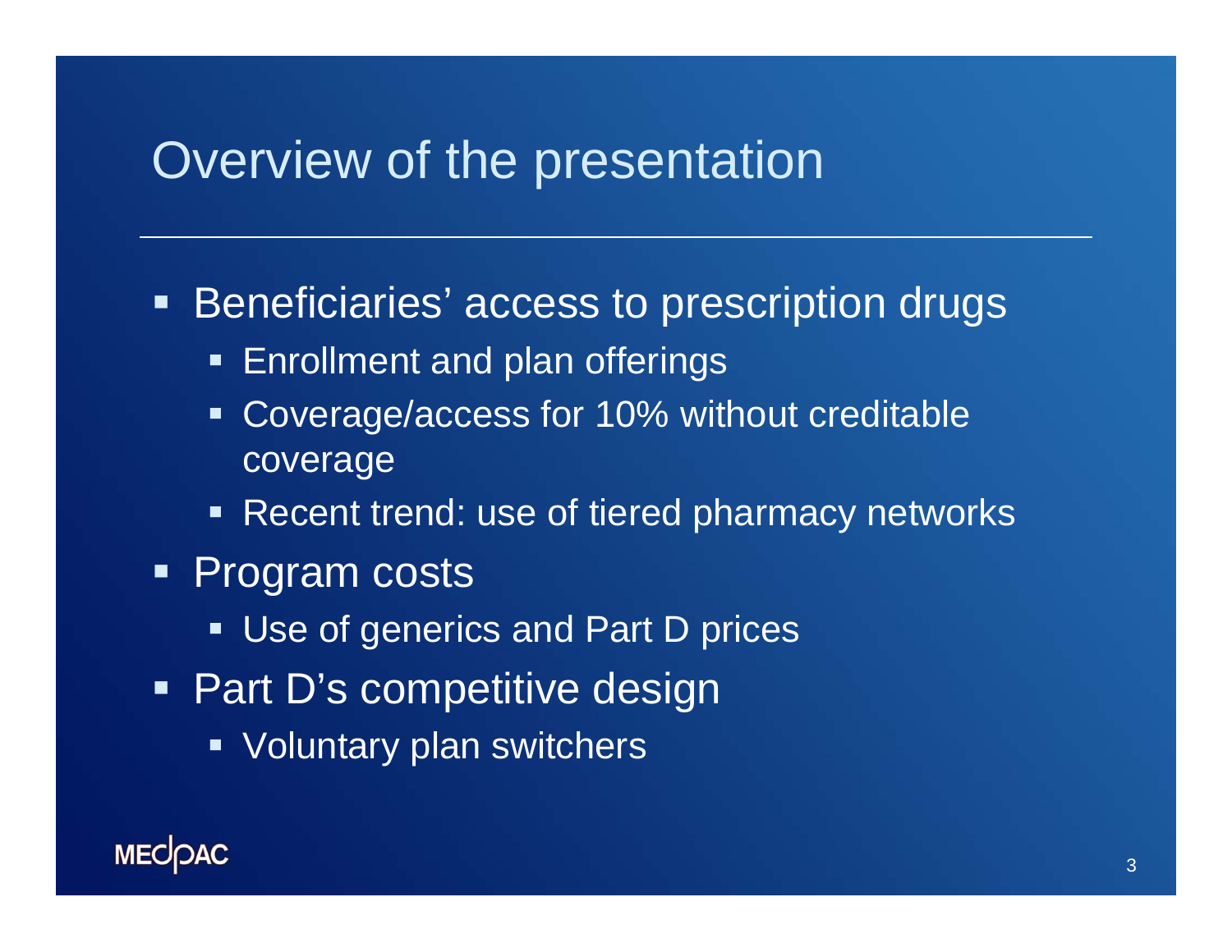# Overview of the presentation

- Beneficiaries' access to prescription drugs
  - Enrollment and plan offerings
  - Coverage/access for 10% without creditable coverage
  - Recent trend: use of tiered pharmacy networks
- Program costs
  - Use of generics and Part D prices
- Part D's competitive design
  - Voluntary plan switchers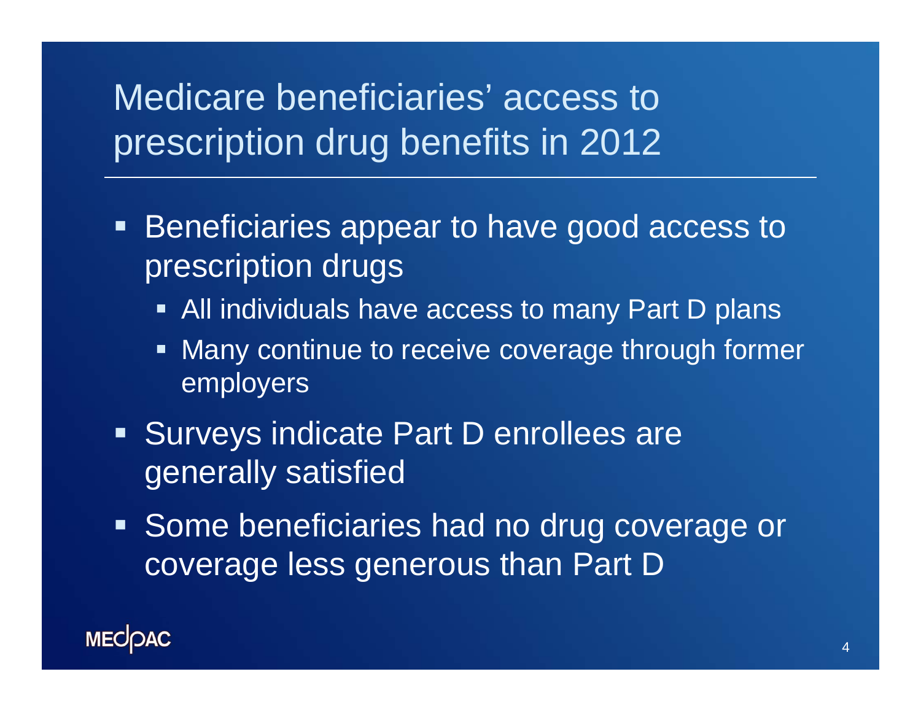# Medicare beneficiaries' access to prescription drug benefits in 2012

- Beneficiaries appear to have good access to prescription drugs
  - All individuals have access to many Part D plans
  - Many continue to receive coverage through former employers
- Surveys indicate Part D enrollees are generally satisfied
- Some beneficiaries had no drug coverage or coverage less generous than Part D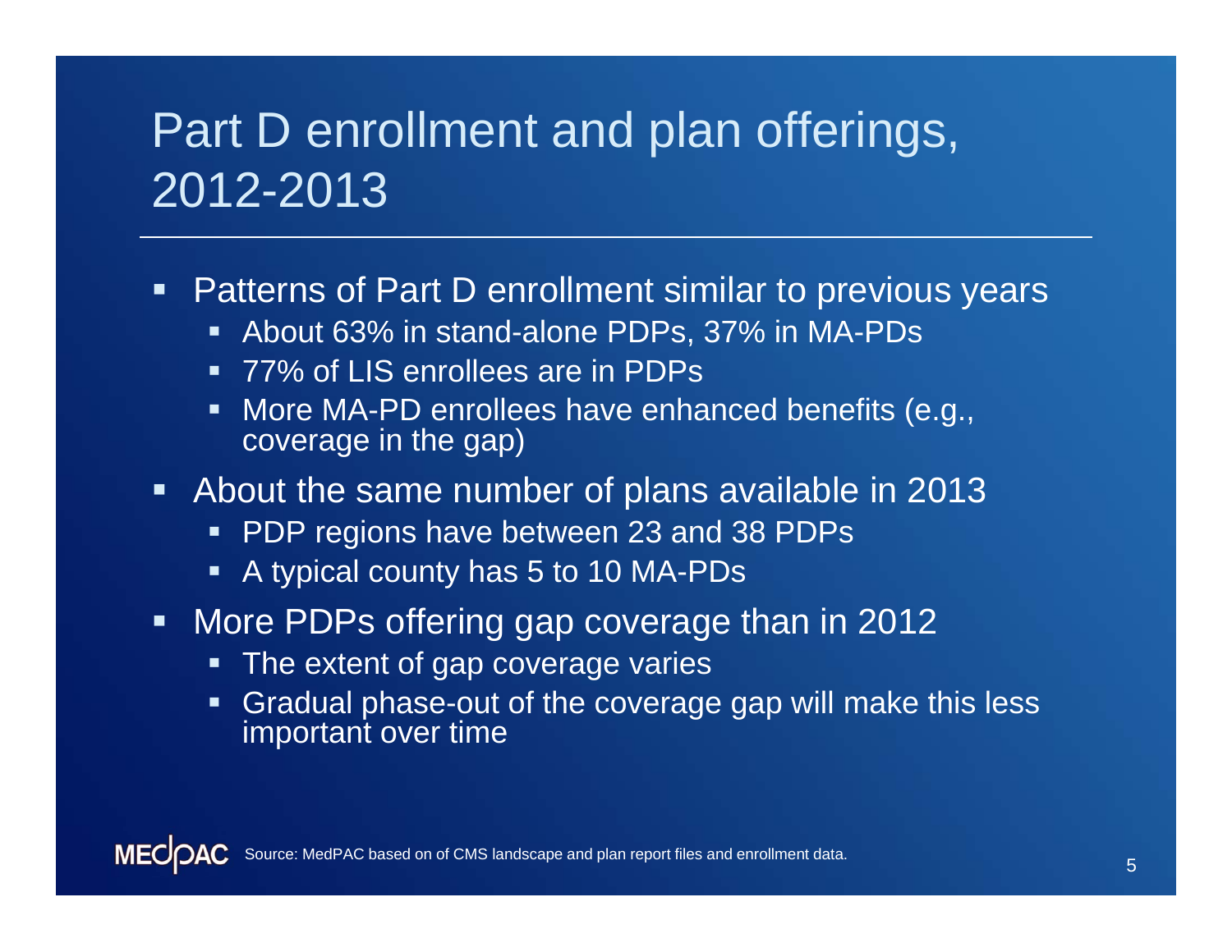# Part D enrollment and plan offerings, 2012-2013

- Patterns of Part D enrollment similar to previous years
  - About 63% in stand-alone PDPs, 37% in MA-PDs
  - 77% of LIS enrollees are in PDPs
  - More MA-PD enrollees have enhanced benefits (e.g., coverage in the gap)
- About the same number of plans available in 2013
  - PDP regions have between 23 and 38 PDPs
  - A typical county has 5 to 10 MA-PDs
- More PDPs offering gap coverage than in 2012
  - The extent of gap coverage varies
  - Gradual phase-out of the coverage gap will make this less important over time

MEDPAC Source: MedPAC based on of CMS landscape and plan report files and enrollment data.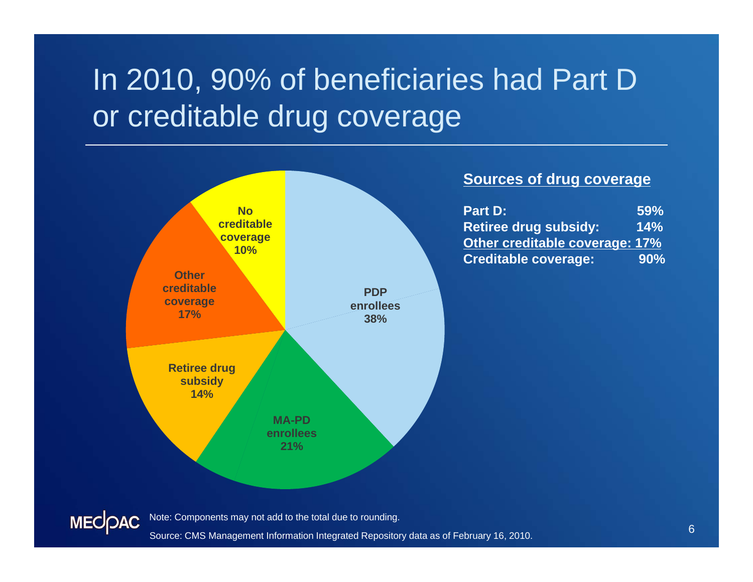# In 2010, 90% of beneficiaries had Part D or creditable drug coverage

PDP enrollees 38%

MA-PD enrollees 21%

Retiree drug subsidy 14%

Other creditable coverage 17%

No creditable coverage 10%

**Sources of drug coverage**

| | |
|---|---|
| **Part D:** | **59%** |
| **Retiree drug subsidy:** | **14%** |
| **Other creditable coverage:** | **17%** |
| **Creditable coverage:** | **90%** |

Note: Components may not add to the total due to rounding.

Source: CMS Management Information Integrated Repository data as of February 16, 2010.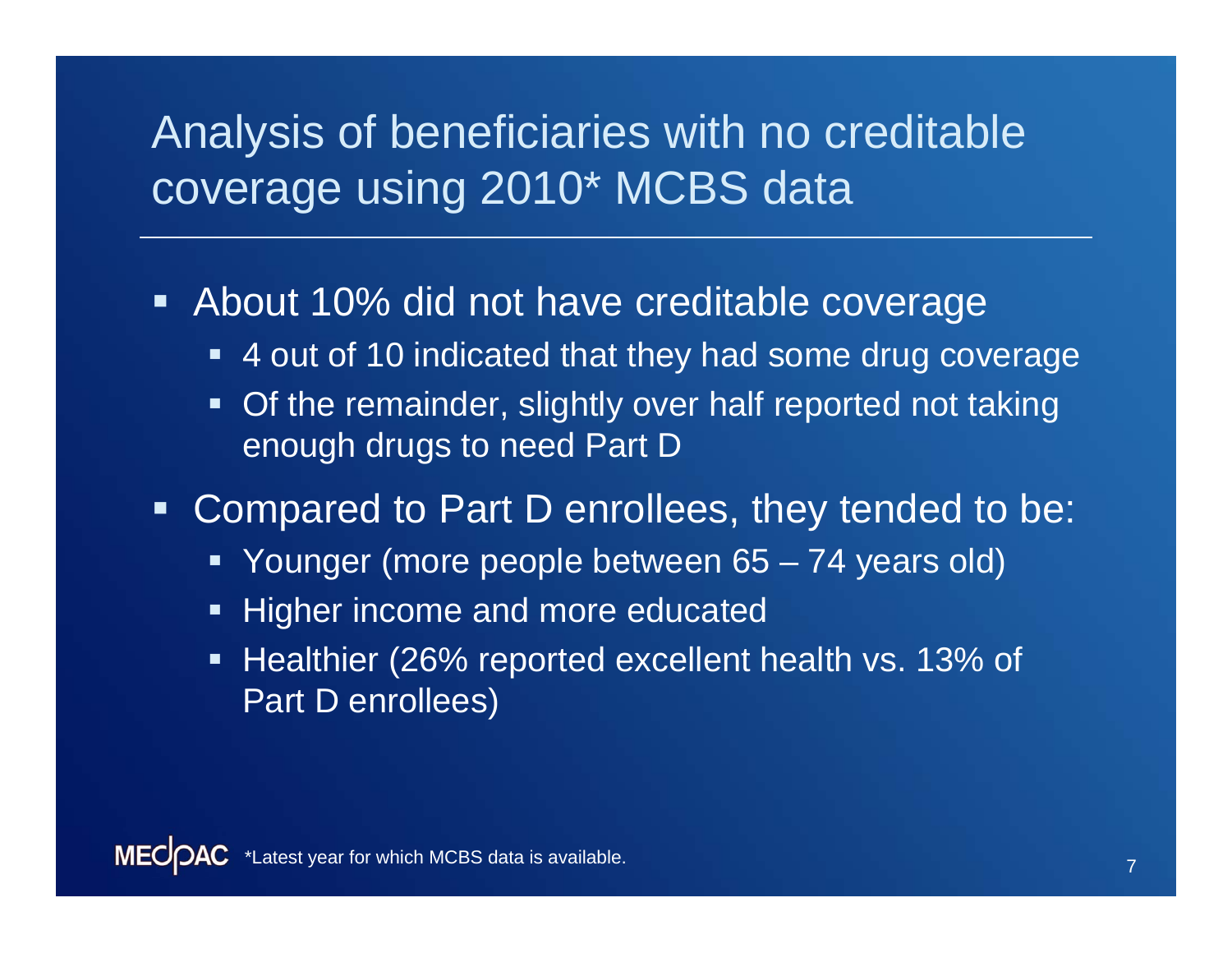# Analysis of beneficiaries with no creditable coverage using 2010* MCBS data

- About 10% did not have creditable coverage
  - 4 out of 10 indicated that they had some drug coverage
  - Of the remainder, slightly over half reported not taking enough drugs to need Part D
- Compared to Part D enrollees, they tended to be:
  - Younger (more people between 65 – 74 years old)
  - Higher income and more educated
  - Healthier (26% reported excellent health vs. 13% of Part D enrollees)

*Latest year for which MCBS data is available.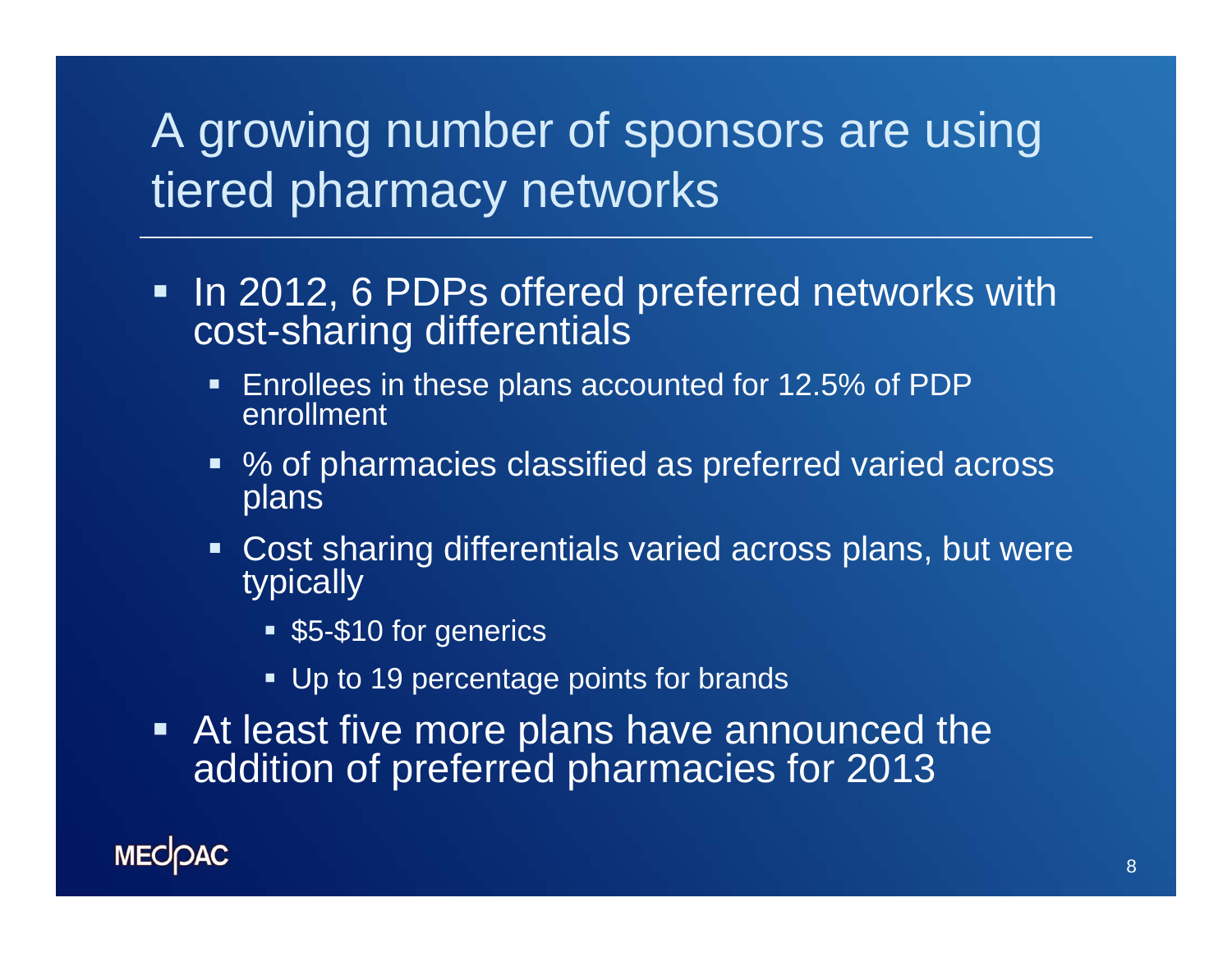# A growing number of sponsors are using tiered pharmacy networks

- In 2012, 6 PDPs offered preferred networks with cost-sharing differentials
  - Enrollees in these plans accounted for 12.5% of PDP enrollment
  - % of pharmacies classified as preferred varied across plans
  - Cost sharing differentials varied across plans, but were typically
    - $5-$10 for generics
    - Up to 19 percentage points for brands
- At least five more plans have announced the addition of preferred pharmacies for 2013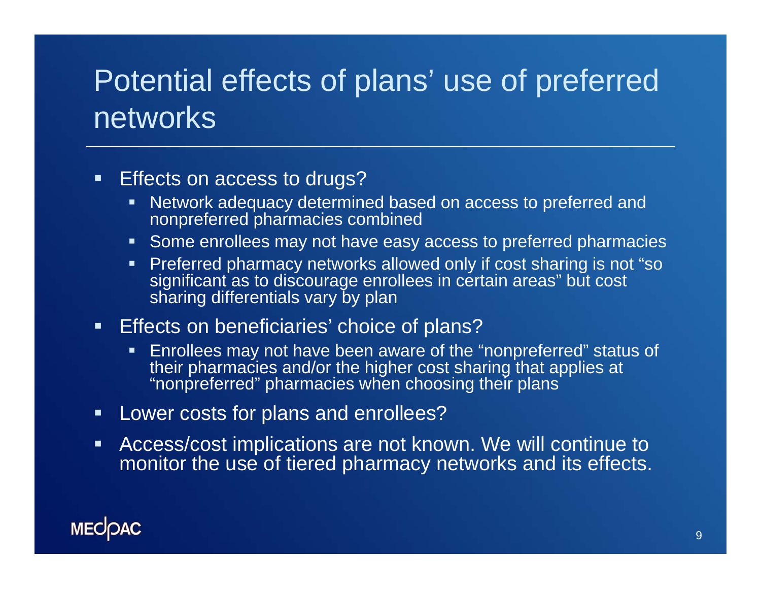# Potential effects of plans' use of preferred networks

- Effects on access to drugs?
  - Network adequacy determined based on access to preferred and nonpreferred pharmacies combined
  - Some enrollees may not have easy access to preferred pharmacies
  - Preferred pharmacy networks allowed only if cost sharing is not "so significant as to discourage enrollees in certain areas" but cost sharing differentials vary by plan
- Effects on beneficiaries' choice of plans?
  - Enrollees may not have been aware of the "nonpreferred" status of their pharmacies and/or the higher cost sharing that applies at "nonpreferred" pharmacies when choosing their plans
- Lower costs for plans and enrollees?
- Access/cost implications are not known. We will continue to monitor the use of tiered pharmacy networks and its effects.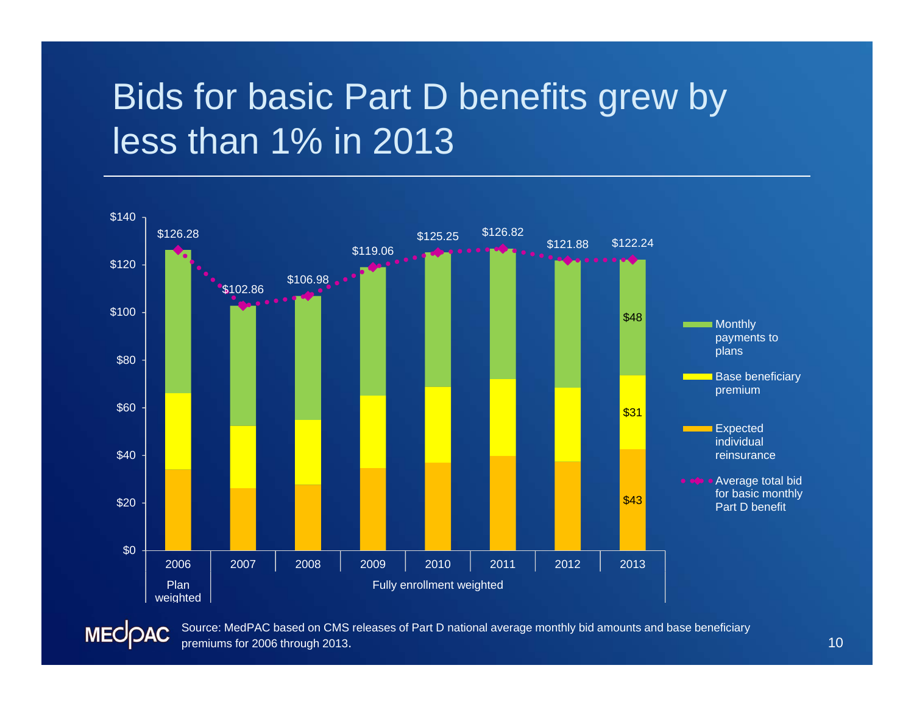# Bids for basic Part D benefits grew by less than 1% in 2013

| | 2006 | 2007 | 2008 | 2009 | 2010 | 2011 | 2012 | 2013 |
|---|---|---|---|---|---|---|---|---|
| Average total bid for basic monthly Part D benefit | $126.28 | $102.86 | $106.98 | $119.06 | $125.25 | $126.82 | $121.88 | $122.24 |
| Monthly payments to plans | | | | | | | | $48 |
| Base beneficiary premium | | | | | | | | $31 |
| Expected individual reinsurance | | | | | | | | $43 |

2006: Plan weighted; 2007–2013: Fully enrollment weighted

Source: MedPAC based on CMS releases of Part D national average monthly bid amounts and base beneficiary premiums for 2006 through 2013.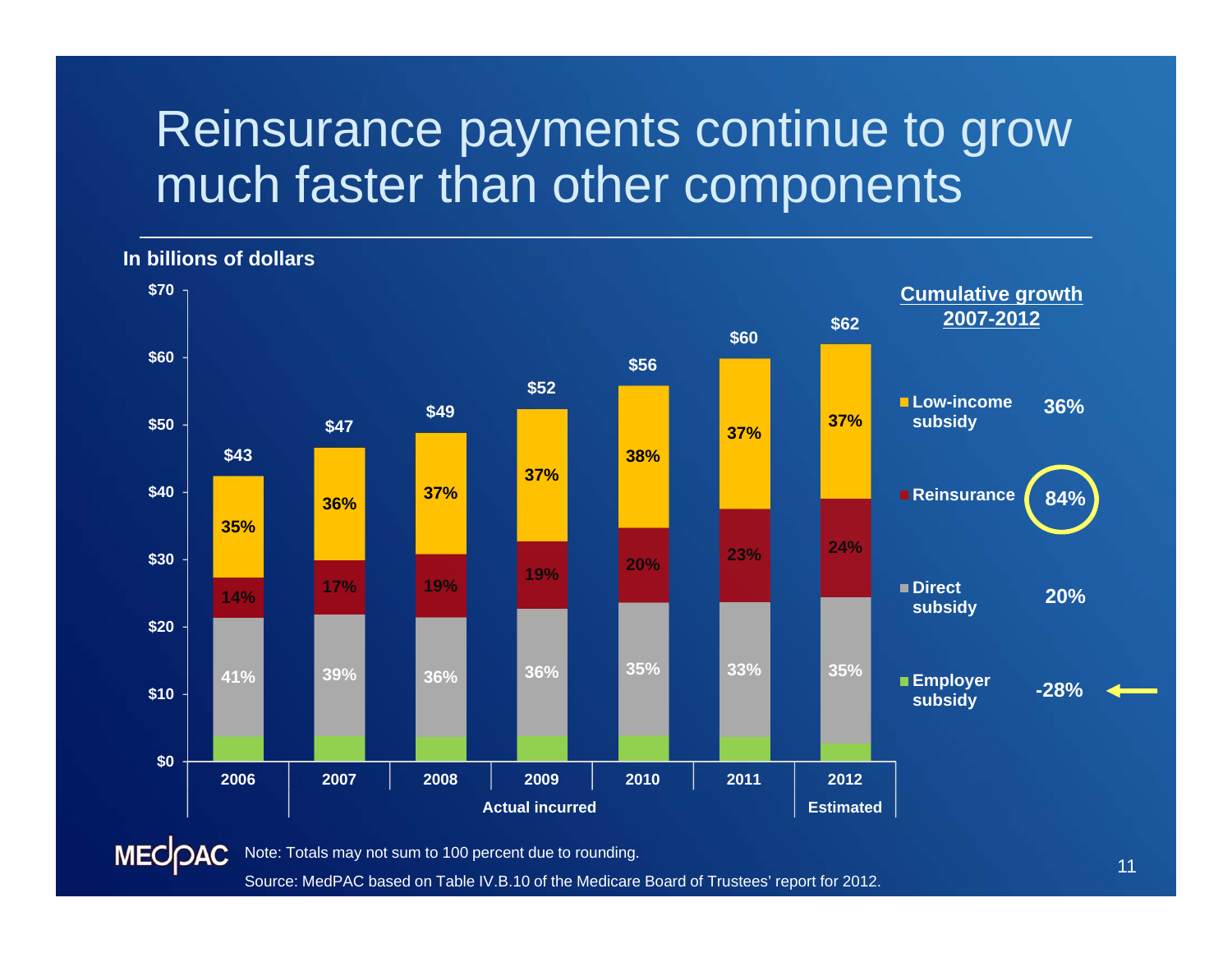# Reinsurance payments continue to grow much faster than other components

**In billions of dollars**

| | 2006 | 2007 | 2008 | 2009 | 2010 | 2011 | 2012 |
|---|---|---|---|---|---|---|---|
| Total | $43 | $47 | $49 | $52 | $56 | $60 | $62 |
| Low-income subsidy | 35% | 36% | 37% | 37% | 38% | 37% | 37% |
| Reinsurance | 14% | 17% | 19% | 19% | 20% | 23% | 24% |
| Direct subsidy | 41% | 39% | 36% | 36% | 35% | 33% | 35% |
| | Actual incurred | | | | | | Estimated |

**Cumulative growth 2007-2012**

| Component | Growth |
|---|---|
| Low-income subsidy | 36% |
| Reinsurance | 84% |
| Direct subsidy | 20% |
| Employer subsidy | -28% |

Note: Totals may not sum to 100 percent due to rounding.

Source: MedPAC based on Table IV.B.10 of the Medicare Board of Trustees' report for 2012.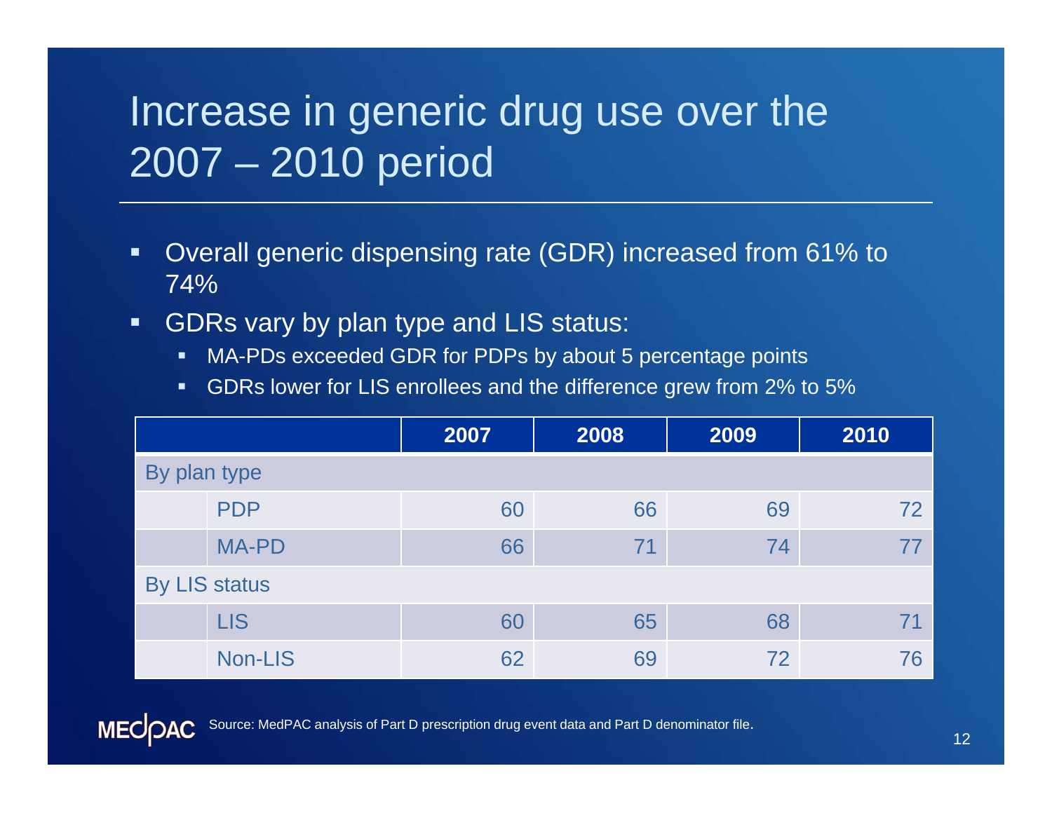# Increase in generic drug use over the 2007 – 2010 period

- Overall generic dispensing rate (GDR) increased from 61% to 74%
- GDRs vary by plan type and LIS status:
  - MA-PDs exceeded GDR for PDPs by about 5 percentage points
  - GDRs lower for LIS enrollees and the difference grew from 2% to 5%

| | | 2007 | 2008 | 2009 | 2010 |
|---|---|---|---|---|---|
| By plan type | | | | | |
| | PDP | 60 | 66 | 69 | 72 |
| | MA-PD | 66 | 71 | 74 | 77 |
| By LIS status | | | | | |
| | LIS | 60 | 65 | 68 | 71 |
| | Non-LIS | 62 | 69 | 72 | 76 |

Source: MedPAC analysis of Part D prescription drug event data and Part D denominator file.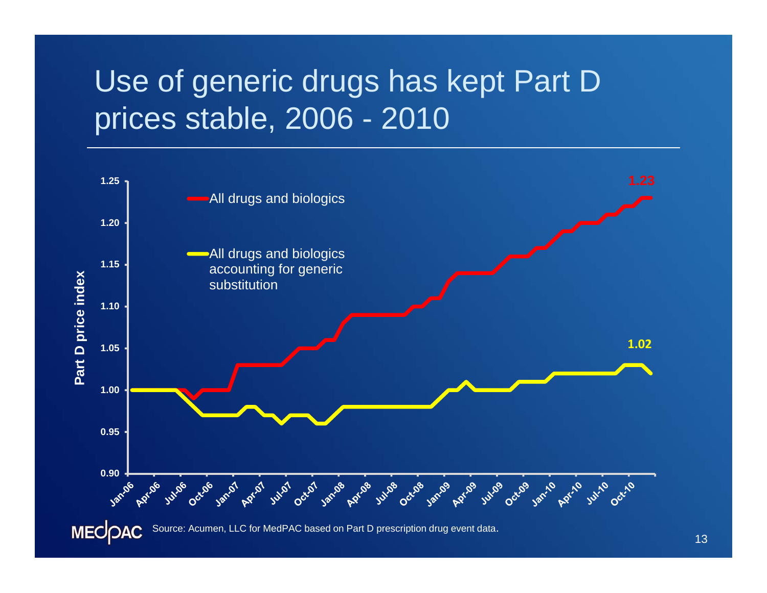# Use of generic drugs has kept Part D prices stable, 2006 - 2010

Source: Acumen, LLC for MedPAC based on Part D prescription drug event data.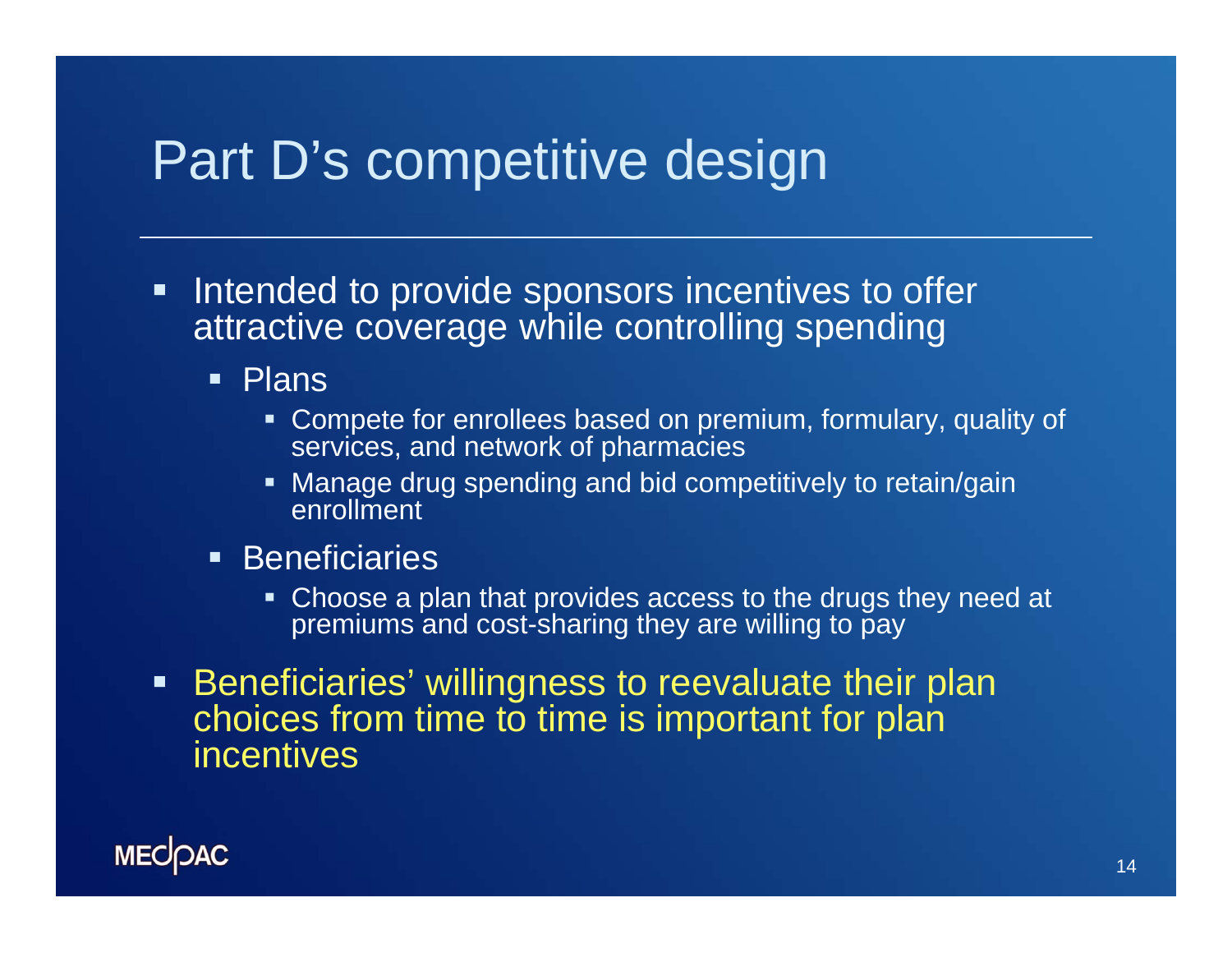# Part D's competitive design

- Intended to provide sponsors incentives to offer attractive coverage while controlling spending
  - Plans
    - Compete for enrollees based on premium, formulary, quality of services, and network of pharmacies
    - Manage drug spending and bid competitively to retain/gain enrollment
  - Beneficiaries
    - Choose a plan that provides access to the drugs they need at premiums and cost-sharing they are willing to pay
- Beneficiaries' willingness to reevaluate their plan choices from time to time is important for plan incentives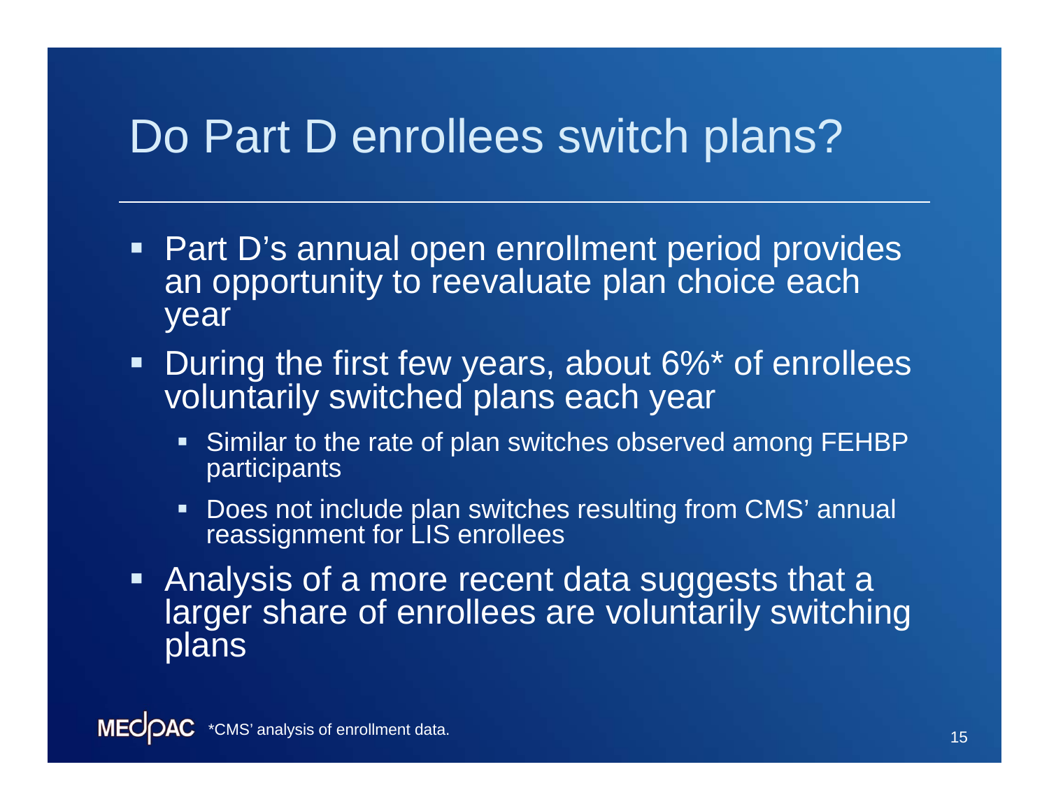# Do Part D enrollees switch plans?

- Part D's annual open enrollment period provides an opportunity to reevaluate plan choice each year
- During the first few years, about 6%* of enrollees voluntarily switched plans each year
  - Similar to the rate of plan switches observed among FEHBP participants
  - Does not include plan switches resulting from CMS' annual reassignment for LIS enrollees
- Analysis of a more recent data suggests that a larger share of enrollees are voluntarily switching plans

*CMS' analysis of enrollment data.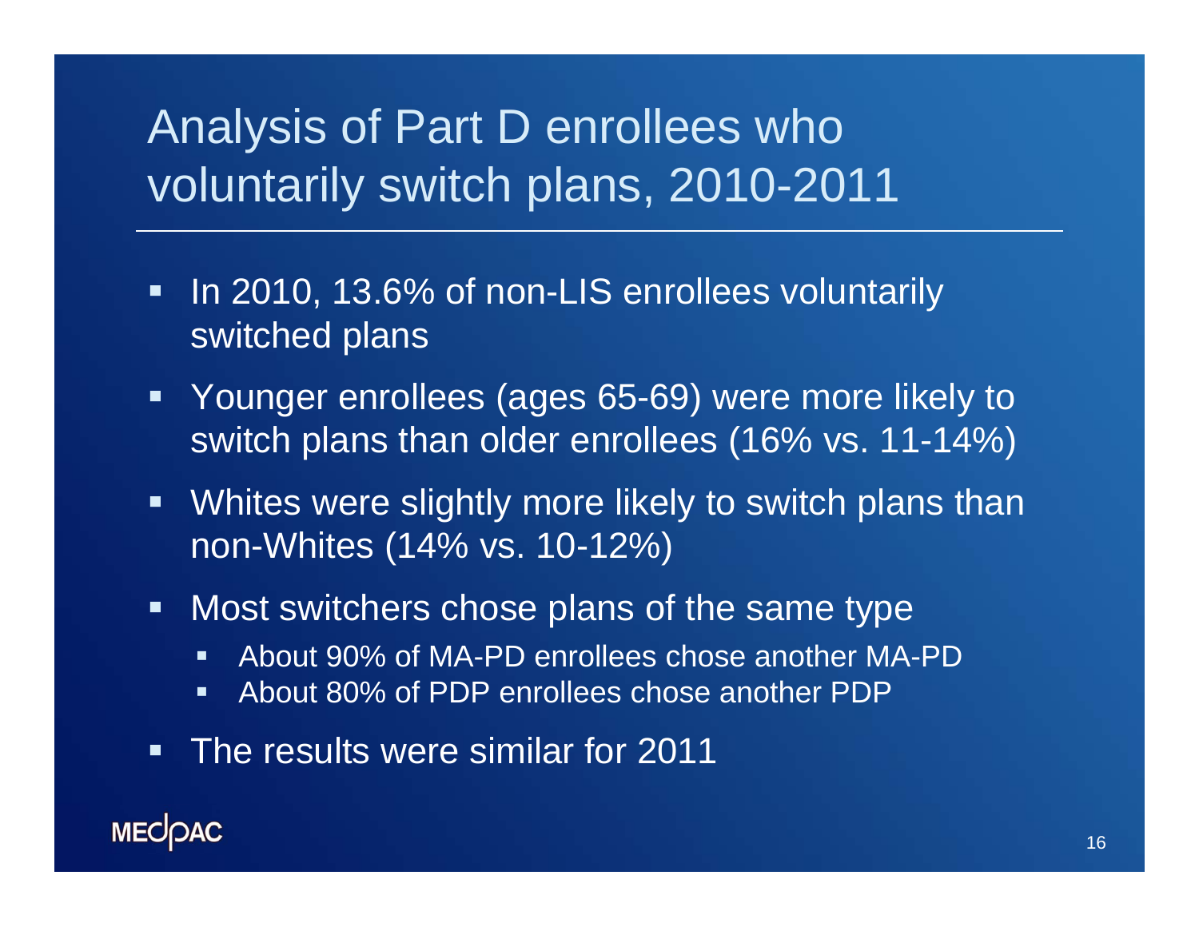# Analysis of Part D enrollees who voluntarily switch plans, 2010-2011

- In 2010, 13.6% of non-LIS enrollees voluntarily switched plans
- Younger enrollees (ages 65-69) were more likely to switch plans than older enrollees (16% vs. 11-14%)
- Whites were slightly more likely to switch plans than non-Whites (14% vs. 10-12%)
- Most switchers chose plans of the same type
  - About 90% of MA-PD enrollees chose another MA-PD
  - About 80% of PDP enrollees chose another PDP
- The results were similar for 2011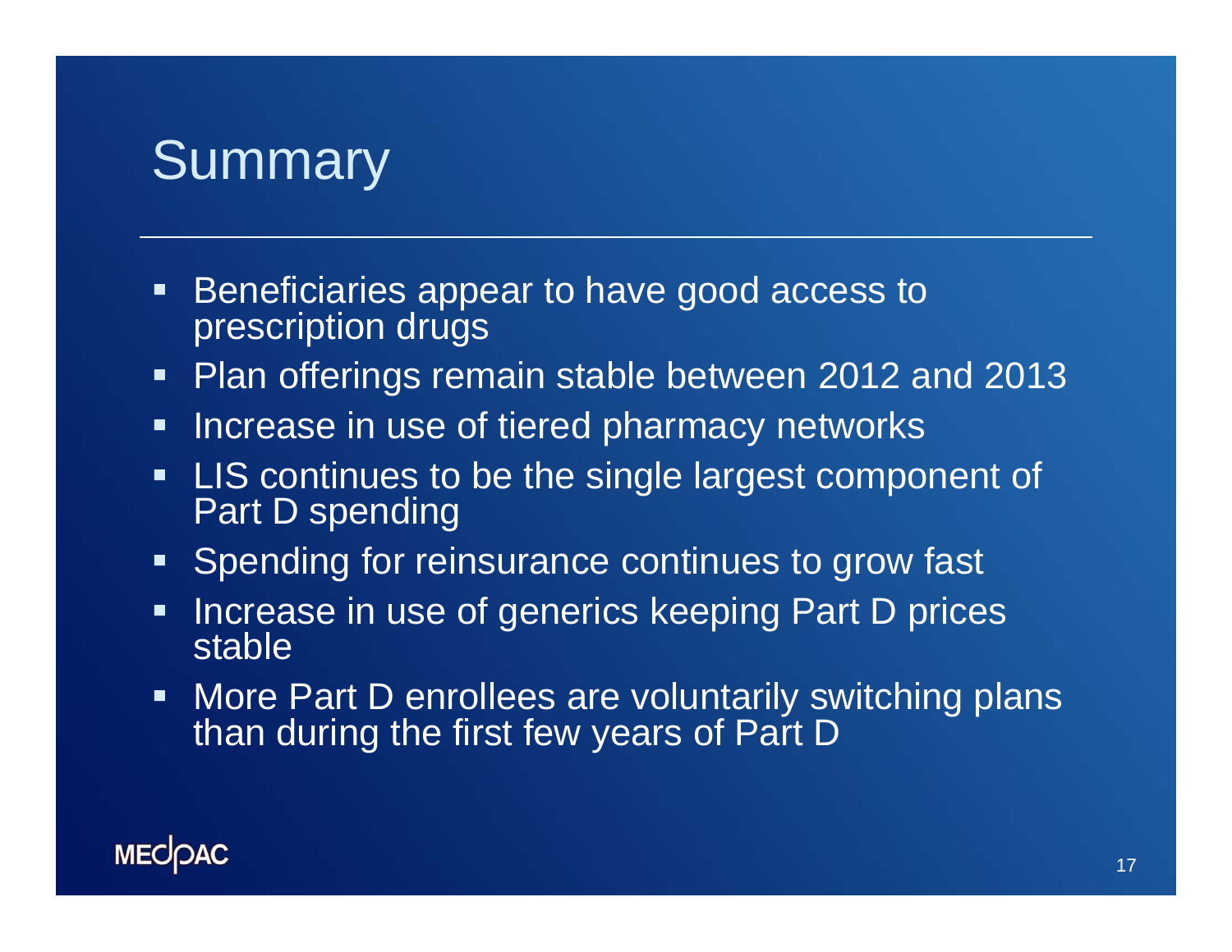# Summary

- Beneficiaries appear to have good access to prescription drugs
- Plan offerings remain stable between 2012 and 2013
- Increase in use of tiered pharmacy networks
- LIS continues to be the single largest component of Part D spending
- Spending for reinsurance continues to grow fast
- Increase in use of generics keeping Part D prices stable
- More Part D enrollees are voluntarily switching plans than during the first few years of Part D